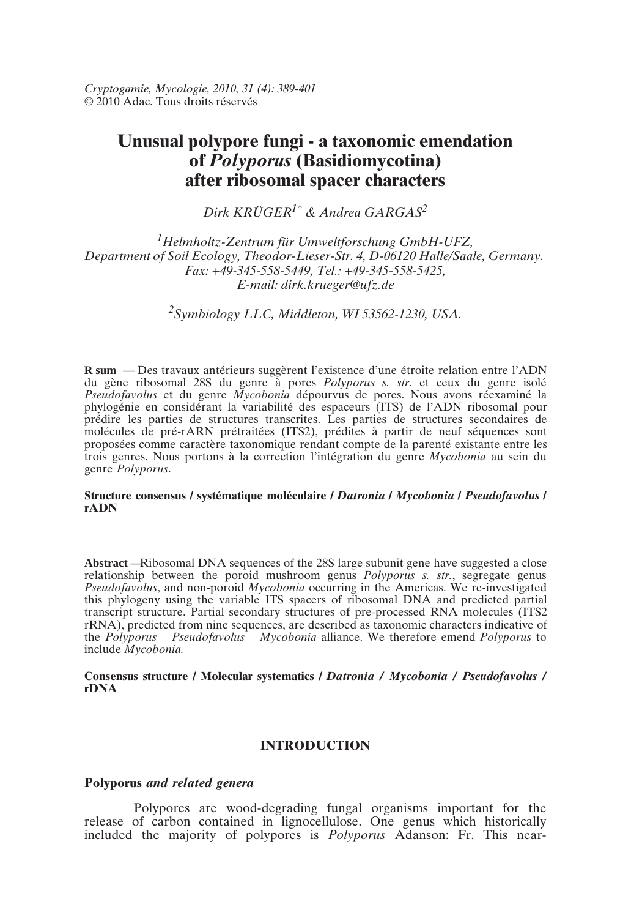*Cryptogamie, Mycologie, 2010, 31 (4): 389-401*
© 2010 Adac. Tous droits réservés

# Unusual polypore fungi - a taxonomic emendation of *Polyporus* (Basidiomycotina) after ribosomal spacer characters

*Dirk KRÜGER[1*] & Andrea GARGAS[2]*

*[1]Helmholtz-Zentrum für Umweltforschung GmbH-UFZ, Department of Soil Ecology, Theodor-Lieser-Str. 4, D-06120 Halle/Saale, Germany. Fax: +49-345-558-5449, Tel.: +49-345-558-5425, E-mail: dirk.krueger@ufz.de*

*[2]Symbiology LLC, Middleton, WI 53562-1230, USA.*

**R sum —** Des travaux antérieurs suggèrent l'existence d'une étroite relation entre l'ADN du gène ribosomal 28S du genre à pores *Polyporus s. str.* et ceux du genre isolé *Pseudofavolus* et du genre *Mycobonia* dépourvus de pores. Nous avons réexaminé la phylogénie en considérant la variabilité des espaceurs (ITS) de l'ADN ribosomal pour prédire les parties de structures transcrites. Les parties de structures secondaires de molécules de pré-rARN prétraitées (ITS2), prédites à partir de neuf séquences sont proposées comme caractère taxonomique rendant compte de la parenté existante entre les trois genres. Nous portons à la correction l'intégration du genre *Mycobonia* au sein du genre *Polyporus*.

**Structure consensus / systématique moléculaire / *Datronia* / *Mycobonia* / *Pseudofavolus* / rADN**

**Abstract —** Ribosomal DNA sequences of the 28S large subunit gene have suggested a close relationship between the poroid mushroom genus *Polyporus s. str.*, segregate genus *Pseudofavolus*, and non-poroid *Mycobonia* occurring in the Americas. We re-investigated this phylogeny using the variable ITS spacers of ribosomal DNA and predicted partial transcript structure. Partial secondary structures of pre-processed RNA molecules (ITS2 rRNA), predicted from nine sequences, are described as taxonomic characters indicative of the *Polyporus* – *Pseudofavolus* – *Mycobonia* alliance. We therefore emend *Polyporus* to include *Mycobonia.*

**Consensus structure / Molecular systematics / *Datronia* / *Mycobonia* / *Pseudofavolus* / rDNA**

## INTRODUCTION

### Polyporus *and related genera*

Polypores are wood-degrading fungal organisms important for the release of carbon contained in lignocellulose. One genus which historically included the majority of polypores is *Polyporus* Adanson: Fr. This near-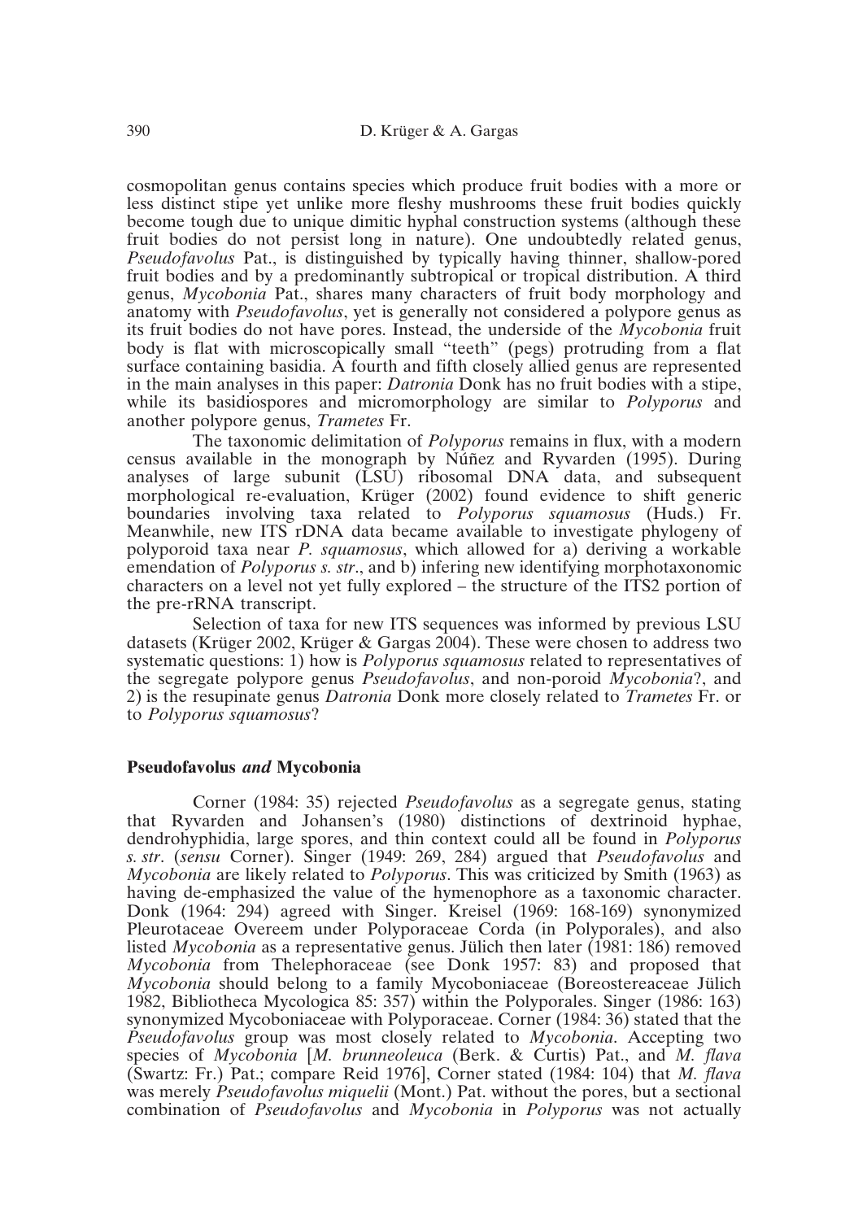cosmopolitan genus contains species which produce fruit bodies with a more or less distinct stipe yet unlike more fleshy mushrooms these fruit bodies quickly become tough due to unique dimitic hyphal construction systems (although these fruit bodies do not persist long in nature). One undoubtedly related genus, *Pseudofavolus* Pat., is distinguished by typically having thinner, shallow-pored fruit bodies and by a predominantly subtropical or tropical distribution. A third genus, *Mycobonia* Pat., shares many characters of fruit body morphology and anatomy with *Pseudofavolus*, yet is generally not considered a polypore genus as its fruit bodies do not have pores. Instead, the underside of the *Mycobonia* fruit body is flat with microscopically small "teeth" (pegs) protruding from a flat surface containing basidia. A fourth and fifth closely allied genus are represented in the main analyses in this paper: *Datronia* Donk has no fruit bodies with a stipe, while its basidiospores and micromorphology are similar to *Polyporus* and another polypore genus, *Trametes* Fr.

The taxonomic delimitation of *Polyporus* remains in flux, with a modern census available in the monograph by Núñez and Ryvarden (1995). During analyses of large subunit (LSU) ribosomal DNA data, and subsequent morphological re-evaluation, Krüger (2002) found evidence to shift generic boundaries involving taxa related to *Polyporus squamosus* (Huds.) Fr. Meanwhile, new ITS rDNA data became available to investigate phylogeny of polyporoid taxa near *P. squamosus*, which allowed for a) deriving a workable emendation of *Polyporus s. str*., and b) infering new identifying morphotaxonomic characters on a level not yet fully explored – the structure of the ITS2 portion of the pre-rRNA transcript.

Selection of taxa for new ITS sequences was informed by previous LSU datasets (Krüger 2002, Krüger & Gargas 2004). These were chosen to address two systematic questions: 1) how is *Polyporus squamosus* related to representatives of the segregate polypore genus *Pseudofavolus*, and non-poroid *Mycobonia*?, and 2) is the resupinate genus *Datronia* Donk more closely related to *Trametes* Fr. or to *Polyporus squamosus*?

## Pseudofavolus *and* Mycobonia

Corner (1984: 35) rejected *Pseudofavolus* as a segregate genus, stating that Ryvarden and Johansen's (1980) distinctions of dextrinoid hyphae, dendrohyphidia, large spores, and thin context could all be found in *Polyporus s. str*. (*sensu* Corner). Singer (1949: 269, 284) argued that *Pseudofavolus* and *Mycobonia* are likely related to *Polyporus*. This was criticized by Smith (1963) as having de-emphasized the value of the hymenophore as a taxonomic character. Donk (1964: 294) agreed with Singer. Kreisel (1969: 168-169) synonymized Pleurotaceae Overeem under Polyporaceae Corda (in Polyporales), and also listed *Mycobonia* as a representative genus. Jülich then later (1981: 186) removed *Mycobonia* from Thelephoraceae (see Donk 1957: 83) and proposed that *Mycobonia* should belong to a family Mycoboniaceae (Boreostereaceae Jülich 1982, Bibliotheca Mycologica 85: 357) within the Polyporales. Singer (1986: 163) synonymized Mycoboniaceae with Polyporaceae. Corner (1984: 36) stated that the *Pseudofavolus* group was most closely related to *Mycobonia*. Accepting two species of *Mycobonia* [*M. brunneoleuca* (Berk. & Curtis) Pat., and *M. flava* (Swartz: Fr.) Pat.; compare Reid 1976], Corner stated (1984: 104) that *M. flava* was merely *Pseudofavolus miquelii* (Mont.) Pat. without the pores, but a sectional combination of *Pseudofavolus* and *Mycobonia* in *Polyporus* was not actually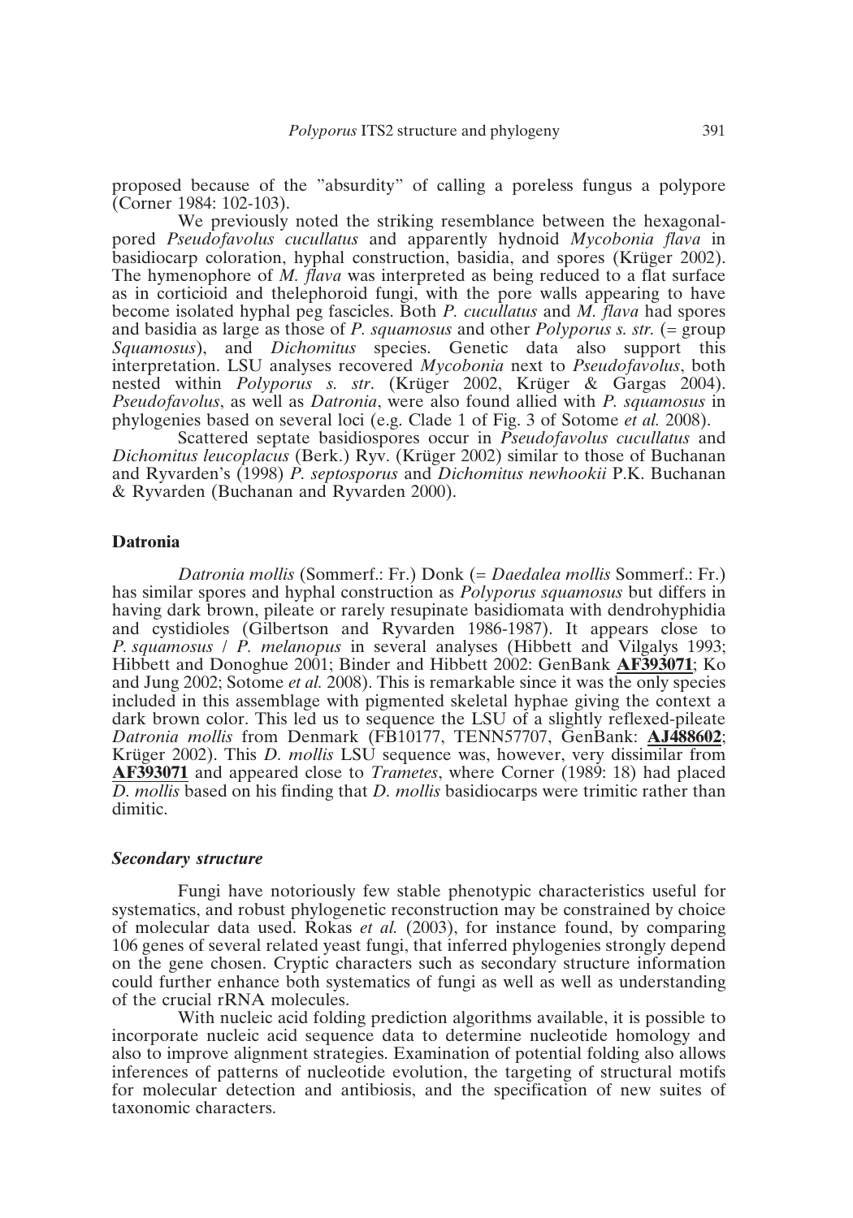proposed because of the "absurdity" of calling a poreless fungus a polypore (Corner 1984: 102-103).

We previously noted the striking resemblance between the hexagonal-pored *Pseudofavolus cucullatus* and apparently hydnoid *Mycobonia flava* in basidiocarp coloration, hyphal construction, basidia, and spores (Krüger 2002). The hymenophore of *M. flava* was interpreted as being reduced to a flat surface as in corticioid and thelephoroid fungi, with the pore walls appearing to have become isolated hyphal peg fascicles. Both *P. cucullatus* and *M. flava* had spores and basidia as large as those of *P. squamosus* and other *Polyporus s. str.* (= group *Squamosus*), and *Dichomitus* species. Genetic data also support this interpretation. LSU analyses recovered *Mycobonia* next to *Pseudofavolus*, both nested within *Polyporus s. str*. (Krüger 2002, Krüger & Gargas 2004). *Pseudofavolus*, as well as *Datronia*, were also found allied with *P. squamosus* in phylogenies based on several loci (e.g. Clade 1 of Fig. 3 of Sotome *et al.* 2008).

Scattered septate basidiospores occur in *Pseudofavolus cucullatus* and *Dichomitus leucoplacus* (Berk.) Ryv. (Krüger 2002) similar to those of Buchanan and Ryvarden's (1998) *P. septosporus* and *Dichomitus newhookii* P.K. Buchanan & Ryvarden (Buchanan and Ryvarden 2000).

## Datronia

*Datronia mollis* (Sommerf.: Fr.) Donk (= *Daedalea mollis* Sommerf.: Fr.) has similar spores and hyphal construction as *Polyporus squamosus* but differs in having dark brown, pileate or rarely resupinate basidiomata with dendrohyphidia and cystidioles (Gilbertson and Ryvarden 1986-1987). It appears close to *P. squamosus* / *P. melanopus* in several analyses (Hibbett and Vilgalys 1993; Hibbett and Donoghue 2001; Binder and Hibbett 2002: GenBank **AF393071**; Ko and Jung 2002; Sotome *et al.* 2008). This is remarkable since it was the only species included in this assemblage with pigmented skeletal hyphae giving the context a dark brown color. This led us to sequence the LSU of a slightly reflexed-pileate *Datronia mollis* from Denmark (FB10177, TENN57707, GenBank: **AJ488602**; Krüger 2002). This *D. mollis* LSU sequence was, however, very dissimilar from **AF393071** and appeared close to *Trametes*, where Corner (1989: 18) had placed *D. mollis* based on his finding that *D. mollis* basidiocarps were trimitic rather than dimitic.

### *Secondary structure*

Fungi have notoriously few stable phenotypic characteristics useful for systematics, and robust phylogenetic reconstruction may be constrained by choice of molecular data used. Rokas *et al.* (2003), for instance found, by comparing 106 genes of several related yeast fungi, that inferred phylogenies strongly depend on the gene chosen. Cryptic characters such as secondary structure information could further enhance both systematics of fungi as well as well as understanding of the crucial rRNA molecules.

With nucleic acid folding prediction algorithms available, it is possible to incorporate nucleic acid sequence data to determine nucleotide homology and also to improve alignment strategies. Examination of potential folding also allows inferences of patterns of nucleotide evolution, the targeting of structural motifs for molecular detection and antibiosis, and the specification of new suites of taxonomic characters.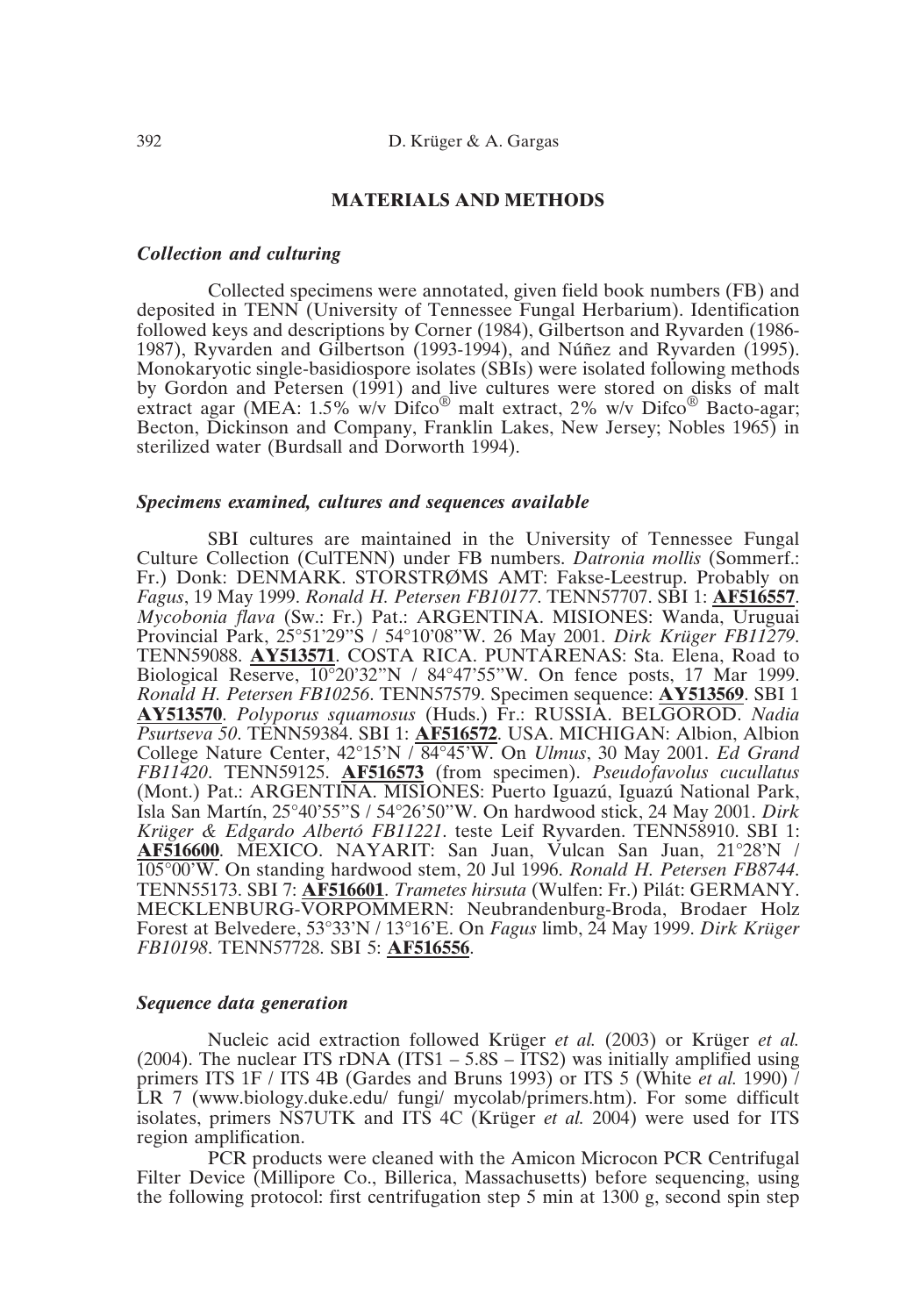## MATERIALS AND METHODS

### *Collection and culturing*

Collected specimens were annotated, given field book numbers (FB) and deposited in TENN (University of Tennessee Fungal Herbarium). Identification followed keys and descriptions by Corner (1984), Gilbertson and Ryvarden (1986-1987), Ryvarden and Gilbertson (1993-1994), and Núñez and Ryvarden (1995). Monokaryotic single-basidiospore isolates (SBIs) were isolated following methods by Gordon and Petersen (1991) and live cultures were stored on disks of malt extract agar (MEA: 1.5% w/v Difco® malt extract, 2% w/v Difco® Bacto-agar; Becton, Dickinson and Company, Franklin Lakes, New Jersey; Nobles 1965) in sterilized water (Burdsall and Dorworth 1994).

### *Specimens examined, cultures and sequences available*

SBI cultures are maintained in the University of Tennessee Fungal Culture Collection (CulTENN) under FB numbers. *Datronia mollis* (Sommerf.: Fr.) Donk: DENMARK. STORSTRØMS AMT: Fakse-Leestrup. Probably on *Fagus*, 19 May 1999. *Ronald H. Petersen FB10177*. TENN57707. SBI 1: **AF516557**. *Mycobonia flava* (Sw.: Fr.) Pat.: ARGENTINA. MISIONES: Wanda, Uruguai Provincial Park, 25°51'29"S / 54°10'08"W. 26 May 2001. *Dirk Krüger FB11279*. TENN59088. **AY513571**. COSTA RICA. PUNTARENAS: Sta. Elena, Road to Biological Reserve, 10°20'32"N / 84°47'55"W. On fence posts, 17 Mar 1999. *Ronald H. Petersen FB10256*. TENN57579. Specimen sequence: **AY513569**. SBI 1 **AY513570**. *Polyporus squamosus* (Huds.) Fr.: RUSSIA. BELGOROD. *Nadia Psurtseva 50*. TENN59384. SBI 1: **AF516572**. USA. MICHIGAN: Albion, Albion College Nature Center, 42°15'N / 84°45'W. On *Ulmus*, 30 May 2001. *Ed Grand FB11420*. TENN59125. **AF516573** (from specimen). *Pseudofavolus cucullatus* (Mont.) Pat.: ARGENTINA. MISIONES: Puerto Iguazú, Iguazú National Park, Isla San Martín, 25°40'55"S / 54°26'50"W. On hardwood stick, 24 May 2001. *Dirk Krüger & Edgardo Albertó FB11221*. teste Leif Ryvarden. TENN58910. SBI 1: **AF516600**. MEXICO. NAYARIT: San Juan, Vulcan San Juan, 21°28'N / 105°00'W. On standing hardwood stem, 20 Jul 1996. *Ronald H. Petersen FB8744*. TENN55173. SBI 7: **AF516601**. *Trametes hirsuta* (Wulfen: Fr.) Pilát: GERMANY. MECKLENBURG-VORPOMMERN: Neubrandenburg-Broda, Brodaer Holz Forest at Belvedere, 53°33'N / 13°16'E. On *Fagus* limb, 24 May 1999. *Dirk Krüger FB10198*. TENN57728. SBI 5: **AF516556**.

### *Sequence data generation*

Nucleic acid extraction followed Krüger *et al.* (2003) or Krüger *et al.* (2004). The nuclear ITS rDNA (ITS1 – 5.8S – ITS2) was initially amplified using primers ITS 1F / ITS 4B (Gardes and Bruns 1993) or ITS 5 (White *et al.* 1990) / LR 7 (www.biology.duke.edu/ fungi/ mycolab/primers.htm). For some difficult isolates, primers NS7UTK and ITS 4C (Krüger *et al.* 2004) were used for ITS region amplification.

PCR products were cleaned with the Amicon Microcon PCR Centrifugal Filter Device (Millipore Co., Billerica, Massachusetts) before sequencing, using the following protocol: first centrifugation step 5 min at 1300 g, second spin step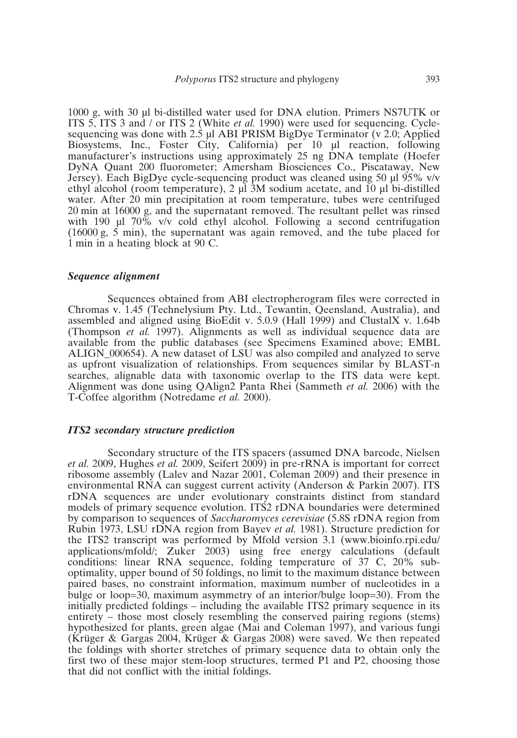1000 g, with 30 µl bi-distilled water used for DNA elution. Primers NS7UTK or ITS 5, ITS 3 and / or ITS 2 (White *et al.* 1990) were used for sequencing. Cycle-sequencing was done with 2.5 µl ABI PRISM BigDye Terminator (v 2.0; Applied Biosystems, Inc., Foster City, California) per 10 µl reaction, following manufacturer's instructions using approximately 25 ng DNA template (Hoefer DyNA Quant 200 fluorometer; Amersham Biosciences Co., Piscataway, New Jersey). Each BigDye cycle-sequencing product was cleaned using 50 µl 95% v/v ethyl alcohol (room temperature), 2 µl 3M sodium acetate, and 10 µl bi-distilled water. After 20 min precipitation at room temperature, tubes were centrifuged 20 min at 16000 g, and the supernatant removed. The resultant pellet was rinsed with 190 µl 70% v/v cold ethyl alcohol. Following a second centrifugation (16000 g, 5 min), the supernatant was again removed, and the tube placed for 1 min in a heating block at 90 C.

### *Sequence alignment*

Sequences obtained from ABI electropherogram files were corrected in Chromas v. 1.45 (Technelysium Pty. Ltd., Tewantin, Qeensland, Australia), and assembled and aligned using BioEdit v. 5.0.9 (Hall 1999) and ClustalX v. 1.64b (Thompson *et al.* 1997). Alignments as well as individual sequence data are available from the public databases (see Specimens Examined above; EMBL ALIGN_000654). A new dataset of LSU was also compiled and analyzed to serve as upfront visualization of relationships. From sequences similar by BLAST-n searches, alignable data with taxonomic overlap to the ITS data were kept. Alignment was done using QAlign2 Panta Rhei (Sammeth *et al.* 2006) with the T-Coffee algorithm (Notredame *et al.* 2000).

### *ITS2 secondary structure prediction*

Secondary structure of the ITS spacers (assumed DNA barcode, Nielsen *et al.* 2009, Hughes *et al.* 2009, Seifert 2009) in pre-rRNA is important for correct ribosome assembly (Lalev and Nazar 2001, Coleman 2009) and their presence in environmental RNA can suggest current activity (Anderson & Parkin 2007). ITS rDNA sequences are under evolutionary constraints distinct from standard models of primary sequence evolution. ITS2 rDNA boundaries were determined by comparison to sequences of *Saccharomyces cerevisiae* (5.8S rDNA region from Rubin 1973, LSU rDNA region from Bayev *et al.* 1981). Structure prediction for the ITS2 transcript was performed by Mfold version 3.1 (www.bioinfo.rpi.edu/applications/mfold/; Zuker 2003) using free energy calculations (default conditions: linear RNA sequence, folding temperature of 37 C, 20% sub-optimality, upper bound of 50 foldings, no limit to the maximum distance between paired bases, no constraint information, maximum number of nucleotides in a bulge or loop=30, maximum asymmetry of an interior/bulge loop=30). From the initially predicted foldings – including the available ITS2 primary sequence in its entirety – those most closely resembling the conserved pairing regions (stems) hypothesized for plants, green algae (Mai and Coleman 1997), and various fungi (Krüger & Gargas 2004, Krüger & Gargas 2008) were saved. We then repeated the foldings with shorter stretches of primary sequence data to obtain only the first two of these major stem-loop structures, termed P1 and P2, choosing those that did not conflict with the initial foldings.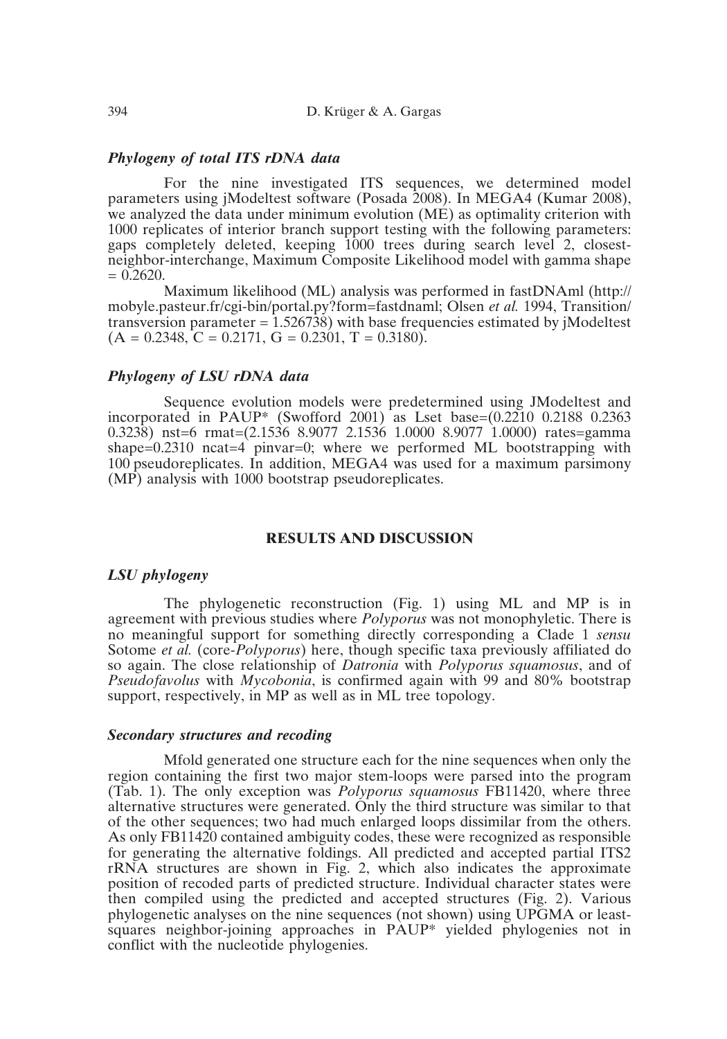### *Phylogeny of total ITS rDNA data*

For the nine investigated ITS sequences, we determined model parameters using jModeltest software (Posada 2008). In MEGA4 (Kumar 2008), we analyzed the data under minimum evolution (ME) as optimality criterion with 1000 replicates of interior branch support testing with the following parameters: gaps completely deleted, keeping 1000 trees during search level 2, closest-neighbor-interchange, Maximum Composite Likelihood model with gamma shape = 0.2620.

Maximum likelihood (ML) analysis was performed in fastDNAml (http://mobyle.pasteur.fr/cgi-bin/portal.py?form=fastdnaml; Olsen *et al.* 1994, Transition/transversion parameter = 1.526738) with base frequencies estimated by jModeltest (A = 0.2348, C = 0.2171, G = 0.2301, T = 0.3180).

### *Phylogeny of LSU rDNA data*

Sequence evolution models were predetermined using JModeltest and incorporated in PAUP* (Swofford 2001) as Lset base=(0.2210 0.2188 0.2363 0.3238) nst=6 rmat=(2.1536 8.9077 2.1536 1.0000 8.9077 1.0000) rates=gamma shape=0.2310 ncat=4 pinvar=0; where we performed ML bootstrapping with 100 pseudoreplicates. In addition, MEGA4 was used for a maximum parsimony (MP) analysis with 1000 bootstrap pseudoreplicates.

## RESULTS AND DISCUSSION

### *LSU phylogeny*

The phylogenetic reconstruction (Fig. 1) using ML and MP is in agreement with previous studies where *Polyporus* was not monophyletic. There is no meaningful support for something directly corresponding a Clade 1 *sensu* Sotome *et al.* (core-*Polyporus*) here, though specific taxa previously affiliated do so again. The close relationship of *Datronia* with *Polyporus squamosus*, and of *Pseudofavolus* with *Mycobonia*, is confirmed again with 99 and 80% bootstrap support, respectively, in MP as well as in ML tree topology.

### *Secondary structures and recoding*

Mfold generated one structure each for the nine sequences when only the region containing the first two major stem-loops were parsed into the program (Tab. 1). The only exception was *Polyporus squamosus* FB11420, where three alternative structures were generated. Only the third structure was similar to that of the other sequences; two had much enlarged loops dissimilar from the others. As only FB11420 contained ambiguity codes, these were recognized as responsible for generating the alternative foldings. All predicted and accepted partial ITS2 rRNA structures are shown in Fig. 2, which also indicates the approximate position of recoded parts of predicted structure. Individual character states were then compiled using the predicted and accepted structures (Fig. 2). Various phylogenetic analyses on the nine sequences (not shown) using UPGMA or least-squares neighbor-joining approaches in PAUP* yielded phylogenies not in conflict with the nucleotide phylogenies.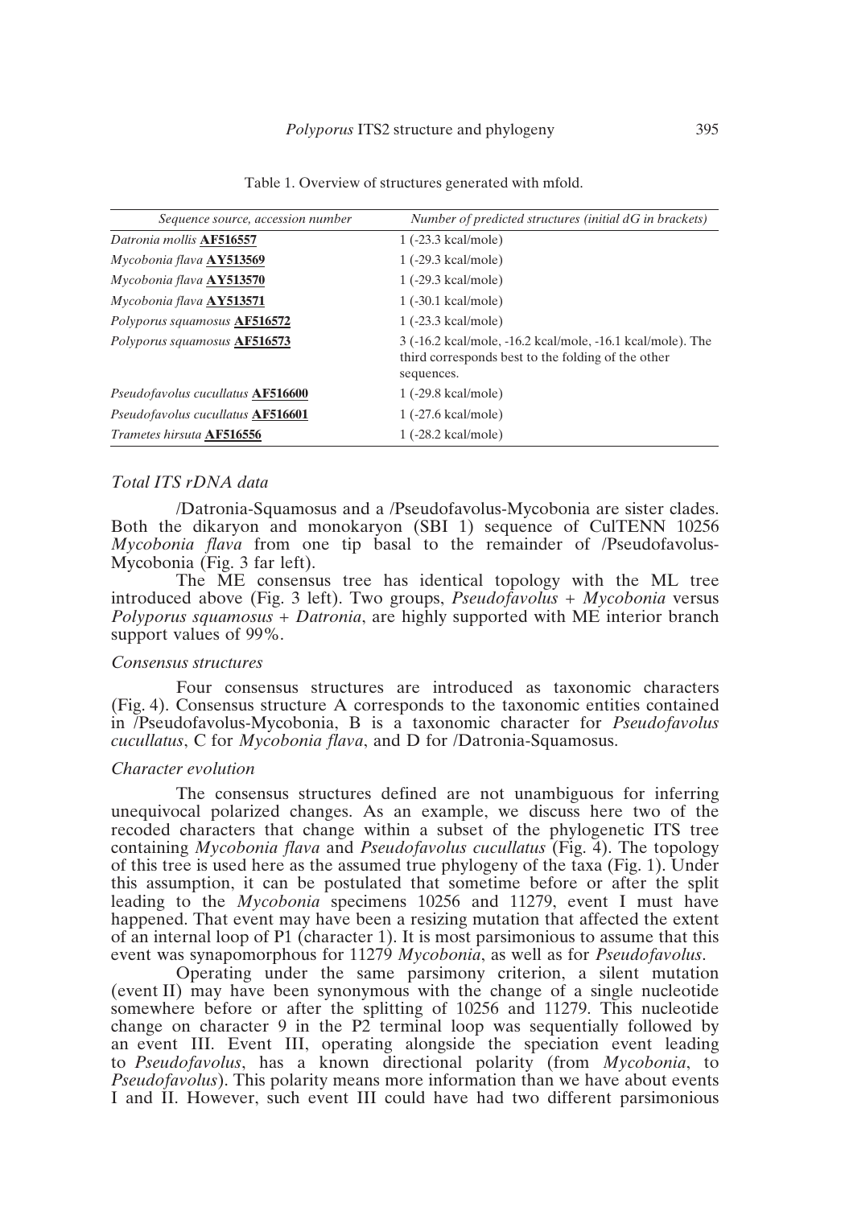Table 1. Overview of structures generated with mfold.

| *Sequence source, accession number* | *Number of predicted structures (initial dG in brackets)* |
|---|---|
| *Datronia mollis* **AF516557** | 1 (-23.3 kcal/mole) |
| *Mycobonia flava* **AY513569** | 1 (-29.3 kcal/mole) |
| *Mycobonia flava* **AY513570** | 1 (-29.3 kcal/mole) |
| *Mycobonia flava* **AY513571** | 1 (-30.1 kcal/mole) |
| *Polyporus squamosus* **AF516572** | 1 (-23.3 kcal/mole) |
| *Polyporus squamosus* **AF516573** | 3 (-16.2 kcal/mole, -16.2 kcal/mole, -16.1 kcal/mole). The third corresponds best to the folding of the other sequences. |
| *Pseudofavolus cucullatus* **AF516600** | 1 (-29.8 kcal/mole) |
| *Pseudofavolus cucullatus* **AF516601** | 1 (-27.6 kcal/mole) |
| *Trametes hirsuta* **AF516556** | 1 (-28.2 kcal/mole) |

### *Total ITS rDNA data*

/Datronia-Squamosus and a /Pseudofavolus-Mycobonia are sister clades. Both the dikaryon and monokaryon (SBI 1) sequence of CulTENN 10256 *Mycobonia flava* from one tip basal to the remainder of /Pseudofavolus-Mycobonia (Fig. 3 far left).

The ME consensus tree has identical topology with the ML tree introduced above (Fig. 3 left). Two groups, *Pseudofavolus* + *Mycobonia* versus *Polyporus squamosus* + *Datronia*, are highly supported with ME interior branch support values of 99%.

### *Consensus structures*

Four consensus structures are introduced as taxonomic characters (Fig. 4). Consensus structure A corresponds to the taxonomic entities contained in /Pseudofavolus-Mycobonia, B is a taxonomic character for *Pseudofavolus cucullatus*, C for *Mycobonia flava*, and D for /Datronia-Squamosus.

### *Character evolution*

The consensus structures defined are not unambiguous for inferring unequivocal polarized changes. As an example, we discuss here two of the recoded characters that change within a subset of the phylogenetic ITS tree containing *Mycobonia flava* and *Pseudofavolus cucullatus* (Fig. 4). The topology of this tree is used here as the assumed true phylogeny of the taxa (Fig. 1). Under this assumption, it can be postulated that sometime before or after the split leading to the *Mycobonia* specimens 10256 and 11279, event I must have happened. That event may have been a resizing mutation that affected the extent of an internal loop of P1 (character 1). It is most parsimonious to assume that this event was synapomorphous for 11279 *Mycobonia*, as well as for *Pseudofavolus*.

Operating under the same parsimony criterion, a silent mutation (event II) may have been synonymous with the change of a single nucleotide somewhere before or after the splitting of 10256 and 11279. This nucleotide change on character 9 in the P2 terminal loop was sequentially followed by an event III. Event III, operating alongside the speciation event leading to *Pseudofavolus*, has a known directional polarity (from *Mycobonia*, to *Pseudofavolus*). This polarity means more information than we have about events I and II. However, such event III could have had two different parsimonious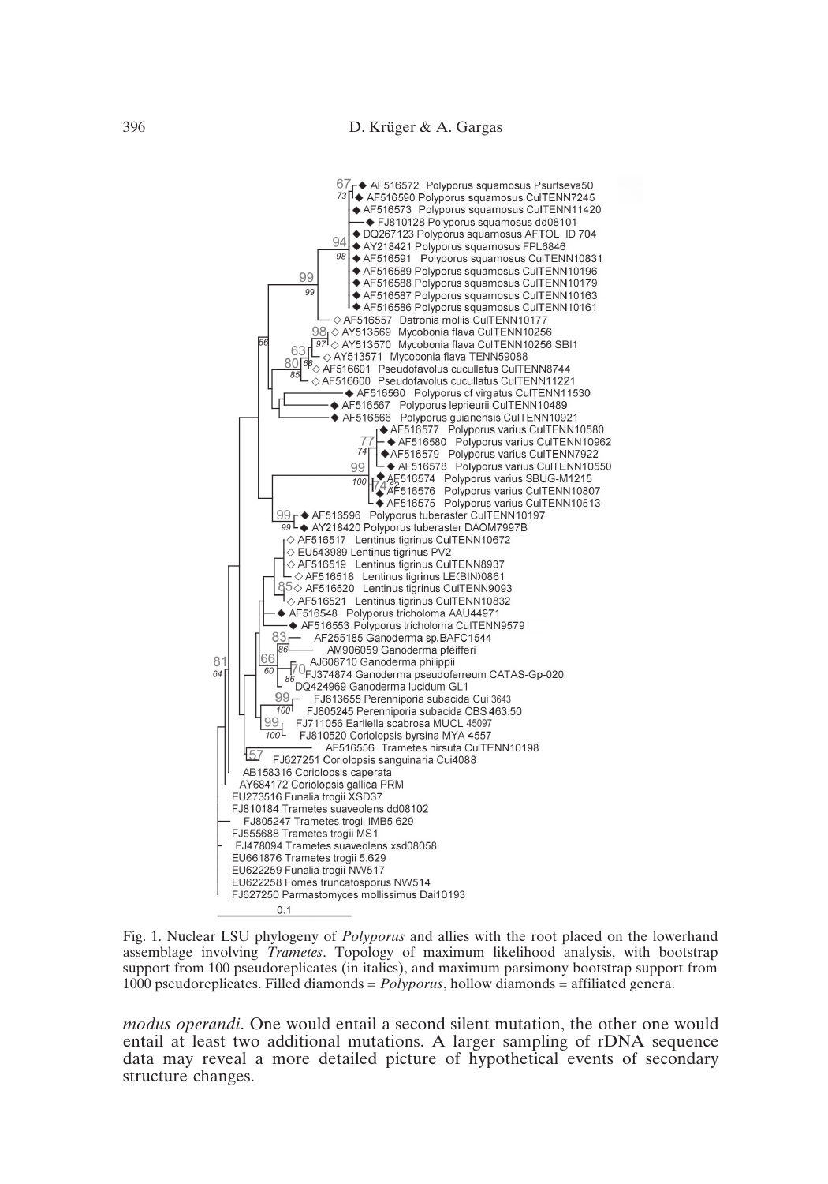Fig. 1. Nuclear LSU phylogeny of *Polyporus* and allies with the root placed on the lowerhand assemblage involving *Trametes*. Topology of maximum likelihood analysis, with bootstrap support from 100 pseudoreplicates (in italics), and maximum parsimony bootstrap support from 1000 pseudoreplicates. Filled diamonds = *Polyporus*, hollow diamonds = affiliated genera.

*modus operandi*. One would entail a second silent mutation, the other one would entail at least two additional mutations. A larger sampling of rDNA sequence data may reveal a more detailed picture of hypothetical events of secondary structure changes.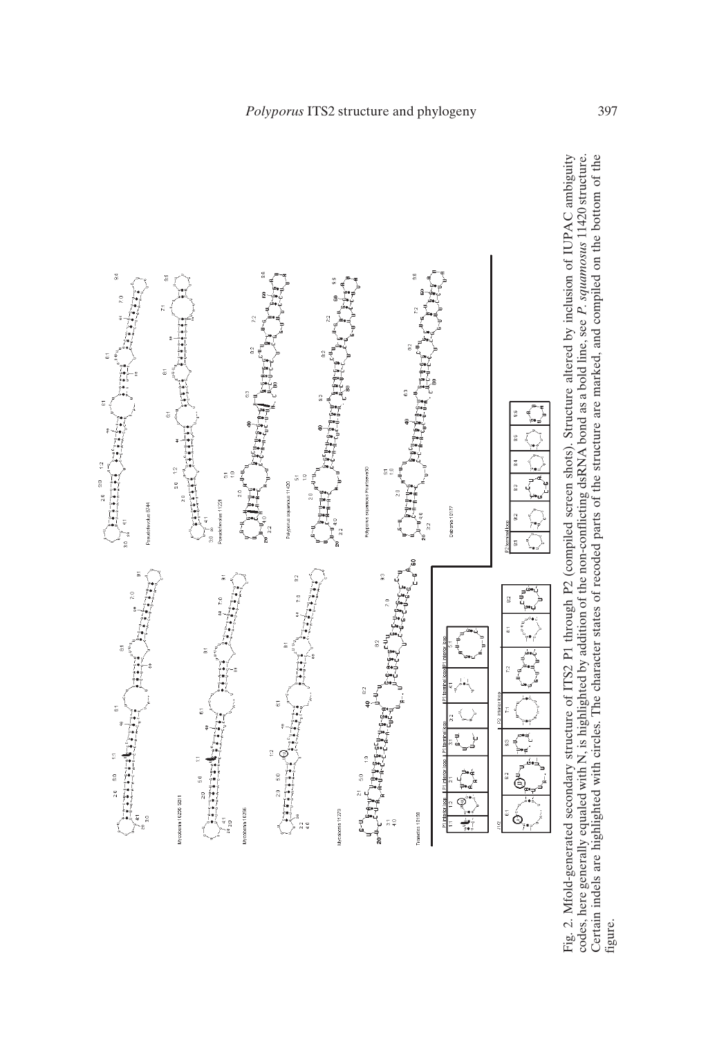Fig. 2. Mfold-generated secondary structure of ITS2 P1 through P2 (compiled screen shots). Structure altered by inclusion of IUPAC ambiguity codes, here generally equaled with N, is highlighted by addition of the non-conflicting dsRNA bond as a bold line, see *P. squamosus* 11420 structure. Certain indels are highlighted with circles. The character states of recoded parts of the structure are marked, and compiled on the bottom of the figure.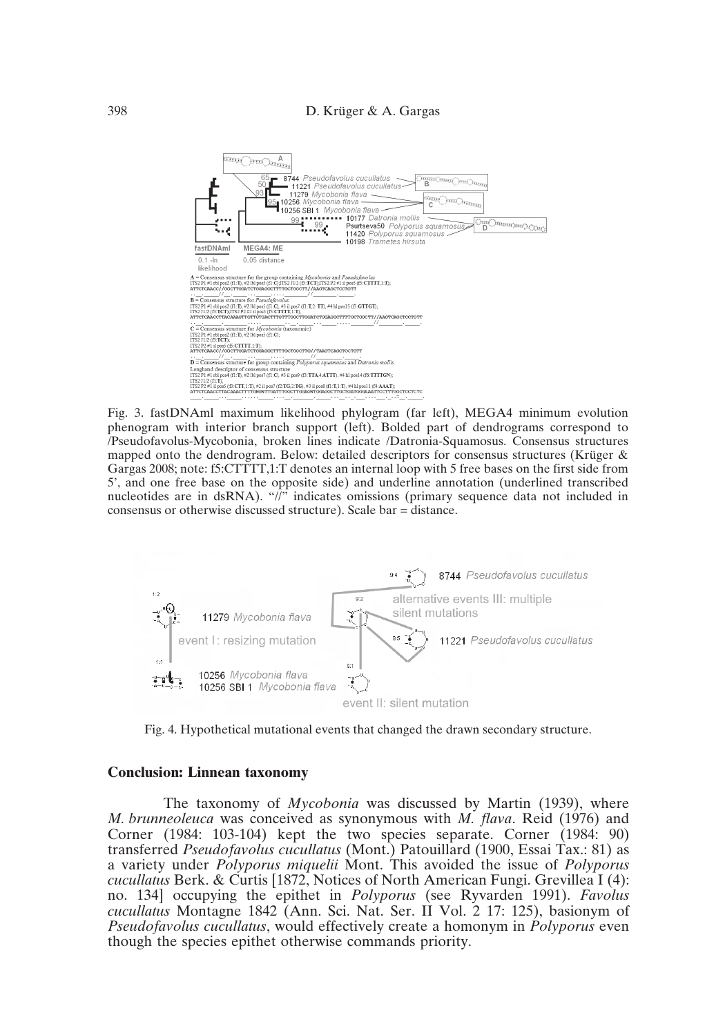Fig. 3. fastDNAml maximum likelihood phylogram (far left), MEGA4 minimum evolution phenogram with interior branch support (left). Bolded part of dendrograms correspond to /Pseudofavolus-Mycobonia, broken lines indicate /Datronia-Squamosus. Consensus structures mapped onto the dendrogram. Below: detailed descriptors for consensus structures (Krüger & Gargas 2008; note: f5:CTTTT,1:T denotes an internal loop with 5 free bases on the first side from 5', and one free base on the opposite side) and underline annotation (underlined transcribed nucleotides are in dsRNA). "//" indicates omissions (primary sequence data not included in consensus or otherwise discussed structure). Scale bar = distance.

Fig. 4. Hypothetical mutational events that changed the drawn secondary structure.

## Conclusion: Linnean taxonomy

The taxonomy of *Mycobonia* was discussed by Martin (1939), where *M. brunneoleuca* was conceived as synonymous with *M. flava*. Reid (1976) and Corner (1984: 103-104) kept the two species separate. Corner (1984: 90) transferred *Pseudofavolus cucullatus* (Mont.) Patouillard (1900, Essai Tax.: 81) as a variety under *Polyporus miquelii* Mont. This avoided the issue of *Polyporus cucullatus* Berk. & Curtis [1872, Notices of North American Fungi. Grevillea I (4): no. 134] occupying the epithet in *Polyporus* (see Ryvarden 1991). *Favolus cucullatus* Montagne 1842 (Ann. Sci. Nat. Ser. II Vol. 2 17: 125), basionym of *Pseudofavolus cucullatus*, would effectively create a homonym in *Polyporus* even though the species epithet otherwise commands priority.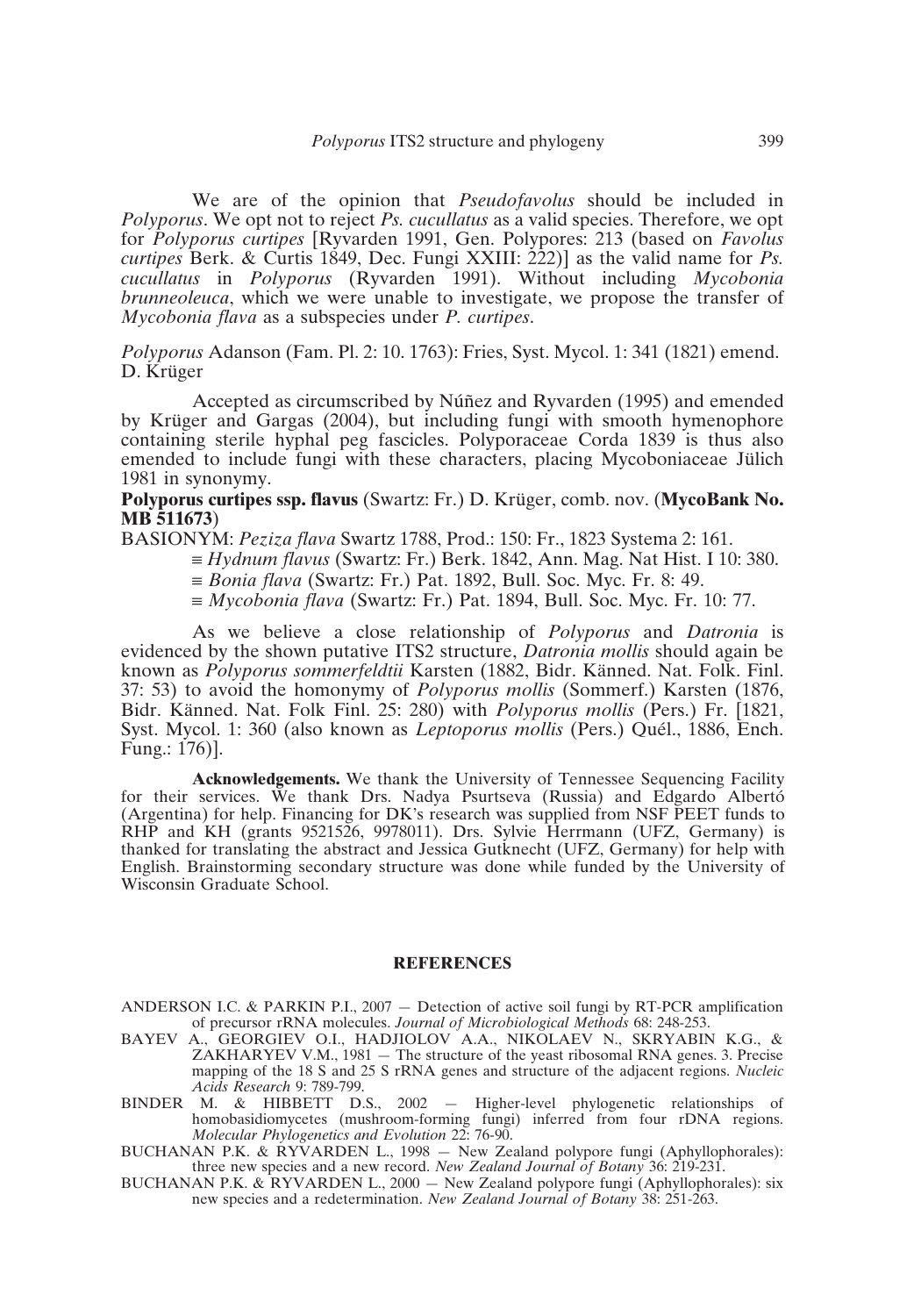We are of the opinion that *Pseudofavolus* should be included in *Polyporus*. We opt not to reject *Ps. cucullatus* as a valid species. Therefore, we opt for *Polyporus curtipes* [Ryvarden 1991, Gen. Polypores: 213 (based on *Favolus curtipes* Berk. & Curtis 1849, Dec. Fungi XXIII: 222)] as the valid name for *Ps. cucullatus* in *Polyporus* (Ryvarden 1991). Without including *Mycobonia brunneoleuca*, which we were unable to investigate, we propose the transfer of *Mycobonia flava* as a subspecies under *P. curtipes*.

*Polyporus* Adanson (Fam. Pl. 2: 10. 1763): Fries, Syst. Mycol. 1: 341 (1821) emend. D. Krüger

Accepted as circumscribed by Núñez and Ryvarden (1995) and emended by Krüger and Gargas (2004), but including fungi with smooth hymenophore containing sterile hyphal peg fascicles. Polyporaceae Corda 1839 is thus also emended to include fungi with these characters, placing Mycoboniaceae Jülich 1981 in synonymy.

**Polyporus curtipes ssp. flavus** (Swartz: Fr.) D. Krüger, comb. nov. (**MycoBank No. MB 511673**)

BASIONYM: *Peziza flava* Swartz 1788, Prod.: 150: Fr., 1823 Systema 2: 161.

≡ *Hydnum flavus* (Swartz: Fr.) Berk. 1842, Ann. Mag. Nat Hist. I 10: 380.

≡ *Bonia flava* (Swartz: Fr.) Pat. 1892, Bull. Soc. Myc. Fr. 8: 49.

≡ *Mycobonia flava* (Swartz: Fr.) Pat. 1894, Bull. Soc. Myc. Fr. 10: 77.

As we believe a close relationship of *Polyporus* and *Datronia* is evidenced by the shown putative ITS2 structure, *Datronia mollis* should again be known as *Polyporus sommerfeldtii* Karsten (1882, Bidr. Känned. Nat. Folk. Finl. 37: 53) to avoid the homonymy of *Polyporus mollis* (Sommerf.) Karsten (1876, Bidr. Känned. Nat. Folk Finl. 25: 280) with *Polyporus mollis* (Pers.) Fr. [1821, Syst. Mycol. 1: 360 (also known as *Leptoporus mollis* (Pers.) Quél., 1886, Ench. Fung.: 176)].

**Acknowledgements.** We thank the University of Tennessee Sequencing Facility for their services. We thank Drs. Nadya Psurtseva (Russia) and Edgardo Albertó (Argentina) for help. Financing for DK's research was supplied from NSF PEET funds to RHP and KH (grants 9521526, 9978011). Drs. Sylvie Herrmann (UFZ, Germany) is thanked for translating the abstract and Jessica Gutknecht (UFZ, Germany) for help with English. Brainstorming secondary structure was done while funded by the University of Wisconsin Graduate School.

## REFERENCES

ANDERSON I.C. & PARKIN P.I., 2007 — Detection of active soil fungi by RT-PCR amplification of precursor rRNA molecules. *Journal of Microbiological Methods* 68: 248-253.

BAYEV A., GEORGIEV O.I., HADJIOLOV A.A., NIKOLAEV N., SKRYABIN K.G., & ZAKHARYEV V.M., 1981 — The structure of the yeast ribosomal RNA genes. 3. Precise mapping of the 18 S and 25 S rRNA genes and structure of the adjacent regions. *Nucleic Acids Research* 9: 789-799.

BINDER M. & HIBBETT D.S., 2002 — Higher-level phylogenetic relationships of homobasidiomycetes (mushroom-forming fungi) inferred from four rDNA regions. *Molecular Phylogenetics and Evolution* 22: 76-90.

BUCHANAN P.K. & RYVARDEN L., 1998 — New Zealand polypore fungi (Aphyllophorales): three new species and a new record. *New Zealand Journal of Botany* 36: 219-231.

BUCHANAN P.K. & RYVARDEN L., 2000 — New Zealand polypore fungi (Aphyllophorales): six new species and a redetermination. *New Zealand Journal of Botany* 38: 251-263.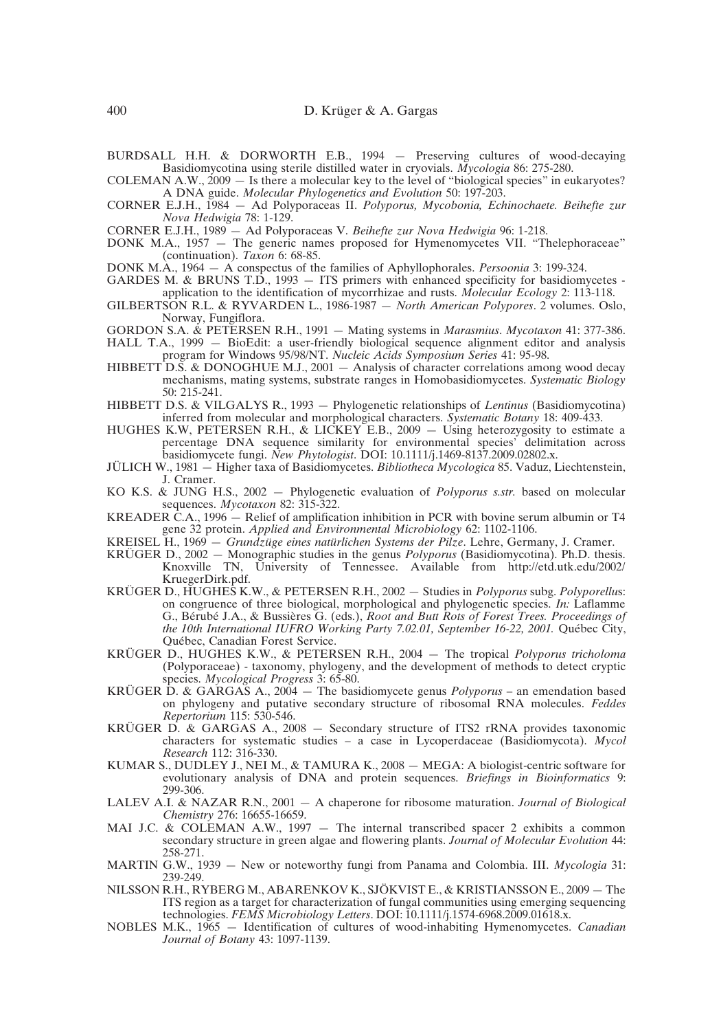BURDSALL H.H. & DORWORTH E.B., 1994 — Preserving cultures of wood-decaying Basidiomycotina using sterile distilled water in cryovials. *Mycologia* 86: 275-280.

COLEMAN A.W., 2009 — Is there a molecular key to the level of "biological species" in eukaryotes? A DNA guide. *Molecular Phylogenetics and Evolution* 50: 197-203.

CORNER E.J.H., 1984 — Ad Polyporaceas II. *Polyporus, Mycobonia, Echinochaete. Beihefte zur Nova Hedwigia* 78: 1-129.

CORNER E.J.H., 1989 — Ad Polyporaceas V. *Beihefte zur Nova Hedwigia* 96: 1-218.

DONK M.A., 1957 — The generic names proposed for Hymenomycetes VII. "Thelephoraceae" (continuation). *Taxon* 6: 68-85.

DONK M.A., 1964 — A conspectus of the families of Aphyllophorales. *Persoonia* 3: 199-324.

GARDES M. & BRUNS T.D., 1993 — ITS primers with enhanced specificity for basidiomycetes - application to the identification of mycorrhizae and rusts. *Molecular Ecology* 2: 113-118.

GILBERTSON R.L. & RYVARDEN L., 1986-1987 — *North American Polypores*. 2 volumes. Oslo, Norway, Fungiflora.

GORDON S.A. & PETERSEN R.H., 1991 — Mating systems in *Marasmius*. *Mycotaxon* 41: 377-386.

HALL T.A., 1999 — BioEdit: a user-friendly biological sequence alignment editor and analysis program for Windows 95/98/NT. *Nucleic Acids Symposium Series* 41: 95-98.

HIBBETT D.S. & DONOGHUE M.J., 2001 — Analysis of character correlations among wood decay mechanisms, mating systems, substrate ranges in Homobasidiomycetes. *Systematic Biology* 50: 215-241.

HIBBETT D.S. & VILGALYS R., 1993 — Phylogenetic relationships of *Lentinus* (Basidiomycotina) inferred from molecular and morphological characters. *Systematic Botany* 18: 409-433.

HUGHES K.W, PETERSEN R.H., & LICKEY E.B., 2009 — Using heterozygosity to estimate a percentage DNA sequence similarity for environmental species' delimitation across basidiomycete fungi. *New Phytologist*. DOI: 10.1111/j.1469-8137.2009.02802.x.

JÜLICH W., 1981 — Higher taxa of Basidiomycetes. *Bibliotheca Mycologica* 85. Vaduz, Liechtenstein, J. Cramer.

KO K.S. & JUNG H.S., 2002 — Phylogenetic evaluation of *Polyporus s.str.* based on molecular sequences. *Mycotaxon* 82: 315-322.

KREADER C.A., 1996 — Relief of amplification inhibition in PCR with bovine serum albumin or T4 gene 32 protein. *Applied and Environmental Microbiology* 62: 1102-1106.

KREISEL H., 1969 — *Grundzüge eines natürlichen Systems der Pilze*. Lehre, Germany, J. Cramer.

KRÜGER D., 2002 — Monographic studies in the genus *Polyporus* (Basidiomycotina). Ph.D. thesis. Knoxville TN, University of Tennessee. Available from http://etd.utk.edu/2002/KruegerDirk.pdf.

KRÜGER D., HUGHES K.W., & PETERSEN R.H., 2002 — Studies in *Polyporus* subg. *Polyporellus*: on congruence of three biological, morphological and phylogenetic species. *In:* Laflamme G., Bérubé J.A., & Bussières G. (eds.), *Root and Butt Rots of Forest Trees. Proceedings of the 10th International IUFRO Working Party 7.02.01, September 16-22, 2001.* Québec City, Québec, Canadian Forest Service.

KRÜGER D., HUGHES K.W., & PETERSEN R.H., 2004 — The tropical *Polyporus tricholoma* (Polyporaceae) - taxonomy, phylogeny, and the development of methods to detect cryptic species. *Mycological Progress* 3: 65-80.

KRÜGER D. & GARGAS A., 2004 — The basidiomycete genus *Polyporus* – an emendation based on phylogeny and putative secondary structure of ribosomal RNA molecules. *Feddes Repertorium* 115: 530-546.

KRÜGER D. & GARGAS A., 2008 — Secondary structure of ITS2 rRNA provides taxonomic characters for systematic studies – a case in Lycoperdaceae (Basidiomycota). *Mycol Research* 112: 316-330.

KUMAR S., DUDLEY J., NEI M., & TAMURA K., 2008 — MEGA: A biologist-centric software for evolutionary analysis of DNA and protein sequences. *Briefings in Bioinformatics* 9: 299-306.

LALEV A.I. & NAZAR R.N., 2001 — A chaperone for ribosome maturation. *Journal of Biological Chemistry* 276: 16655-16659.

MAI J.C. & COLEMAN A.W., 1997 — The internal transcribed spacer 2 exhibits a common secondary structure in green algae and flowering plants. *Journal of Molecular Evolution* 44: 258-271.

MARTIN G.W., 1939 — New or noteworthy fungi from Panama and Colombia. III. *Mycologia* 31: 239-249.

NILSSON R.H., RYBERG M., ABARENKOV K., SJÖKVIST E., & KRISTIANSSON E., 2009 — The ITS region as a target for characterization of fungal communities using emerging sequencing technologies. *FEMS Microbiology Letters*. DOI: 10.1111/j.1574-6968.2009.01618.x.

NOBLES M.K., 1965 — Identification of cultures of wood-inhabiting Hymenomycetes. *Canadian Journal of Botany* 43: 1097-1139.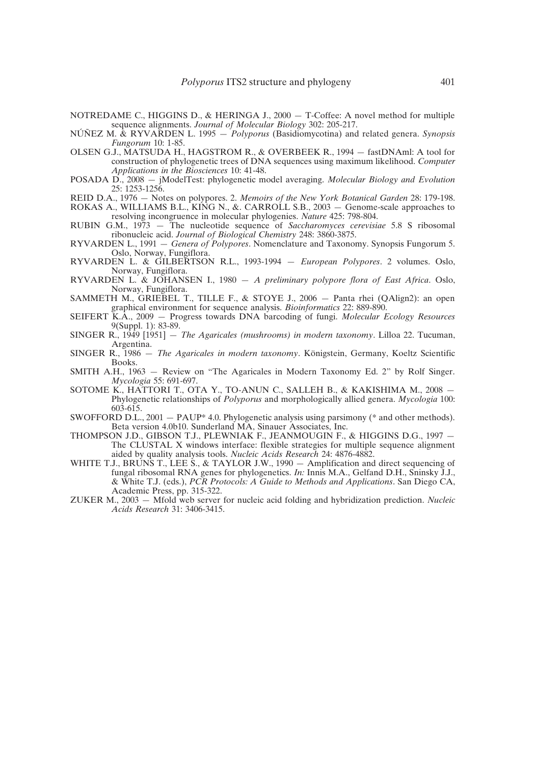NOTREDAME C., HIGGINS D., & HERINGA J., 2000 — T-Coffee: A novel method for multiple sequence alignments. *Journal of Molecular Biology* 302: 205-217.

NÚÑEZ M. & RYVARDEN L. 1995 — *Polyporus* (Basidiomycotina) and related genera. *Synopsis Fungorum* 10: 1-85.

OLSEN G.J., MATSUDA H., HAGSTROM R., & OVERBEEK R., 1994 — fastDNAml: A tool for construction of phylogenetic trees of DNA sequences using maximum likelihood. *Computer Applications in the Biosciences* 10: 41-48.

POSADA D., 2008 — jModelTest: phylogenetic model averaging. *Molecular Biology and Evolution* 25: 1253-1256.

REID D.A., 1976 — Notes on polypores. 2. *Memoirs of the New York Botanical Garden* 28: 179-198.

ROKAS A., WILLIAMS B.L., KING N., &. CARROLL S.B., 2003 — Genome-scale approaches to resolving incongruence in molecular phylogenies. *Nature* 425: 798-804.

RUBIN G.M., 1973 — The nucleotide sequence of *Saccharomyces cerevisiae* 5.8 S ribosomal ribonucleic acid. *Journal of Biological Chemistry* 248: 3860-3875.

RYVARDEN L., 1991 — *Genera of Polypores*. Nomenclature and Taxonomy. Synopsis Fungorum 5. Oslo, Norway, Fungiflora.

RYVARDEN L. & GILBERTSON R.L., 1993-1994 — *European Polypores*. 2 volumes. Oslo, Norway, Fungiflora.

RYVARDEN L. & JOHANSEN I., 1980 — *A preliminary polypore flora of East Africa*. Oslo, Norway, Fungiflora.

SAMMETH M., GRIEBEL T., TILLE F., & STOYE J., 2006 — Panta rhei (QAlign2): an open graphical environment for sequence analysis. *Bioinformatics* 22: 889-890.

SEIFERT K.A., 2009 — Progress towards DNA barcoding of fungi. *Molecular Ecology Resources* 9(Suppl. 1): 83-89.

SINGER R., 1949 [1951] — *The Agaricales (mushrooms) in modern taxonomy*. Lilloa 22. Tucuman, Argentina.

SINGER R., 1986 — *The Agaricales in modern taxonomy*. Königstein, Germany, Koeltz Scientific Books.

SMITH A.H., 1963 — Review on "The Agaricales in Modern Taxonomy Ed. 2" by Rolf Singer. *Mycologia* 55: 691-697.

SOTOME K., HATTORI T., OTA Y., TO-ANUN C., SALLEH B., & KAKISHIMA M., 2008 — Phylogenetic relationships of *Polyporus* and morphologically allied genera. *Mycologia* 100: 603-615.

SWOFFORD D.L., 2001 — PAUP* 4.0. Phylogenetic analysis using parsimony (* and other methods). Beta version 4.0b10. Sunderland MA, Sinauer Associates, Inc.

THOMPSON J.D., GIBSON T.J., PLEWNIAK F., JEANMOUGIN F., & HIGGINS D.G., 1997 — The CLUSTAL X windows interface: flexible strategies for multiple sequence alignment aided by quality analysis tools. *Nucleic Acids Research* 24: 4876-4882.

WHITE T.J., BRUNS T., LEE S., & TAYLOR J.W., 1990 — Amplification and direct sequencing of fungal ribosomal RNA genes for phylogenetics. *In:* Innis M.A., Gelfand D.H., Sninsky J.J., & White T.J. (eds.), *PCR Protocols: A Guide to Methods and Applications*. San Diego CA, Academic Press, pp. 315-322.

ZUKER M., 2003 — Mfold web server for nucleic acid folding and hybridization prediction. *Nucleic Acids Research* 31: 3406-3415.